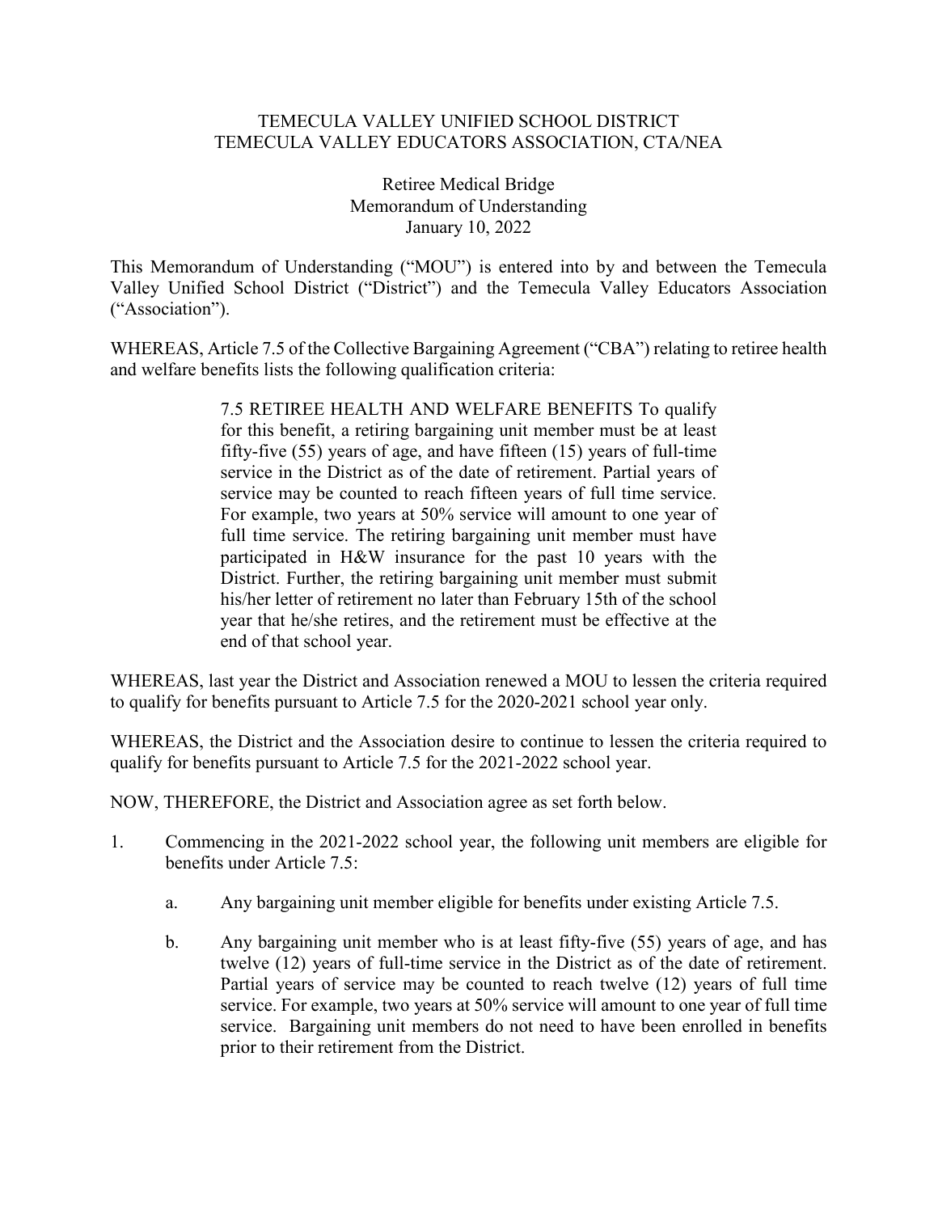TEMECULA VALLEY UNIFIED SCHOOL DISTRICT
TEMECULA VALLEY EDUCATORS ASSOCIATION, CTA/NEA

Retiree Medical Bridge
Memorandum of Understanding
January 10, 2022

This Memorandum of Understanding ("MOU") is entered into by and between the Temecula Valley Unified School District ("District") and the Temecula Valley Educators Association ("Association").

WHEREAS, Article 7.5 of the Collective Bargaining Agreement ("CBA") relating to retiree health and welfare benefits lists the following qualification criteria:

> 7.5 RETIREE HEALTH AND WELFARE BENEFITS To qualify for this benefit, a retiring bargaining unit member must be at least fifty-five (55) years of age, and have fifteen (15) years of full-time service in the District as of the date of retirement. Partial years of service may be counted to reach fifteen years of full time service. For example, two years at 50% service will amount to one year of full time service. The retiring bargaining unit member must have participated in H&W insurance for the past 10 years with the District. Further, the retiring bargaining unit member must submit his/her letter of retirement no later than February 15th of the school year that he/she retires, and the retirement must be effective at the end of that school year.

WHEREAS, last year the District and Association renewed a MOU to lessen the criteria required to qualify for benefits pursuant to Article 7.5 for the 2020-2021 school year only.

WHEREAS, the District and the Association desire to continue to lessen the criteria required to qualify for benefits pursuant to Article 7.5 for the 2021-2022 school year.

NOW, THEREFORE, the District and Association agree as set forth below.

1. Commencing in the 2021-2022 school year, the following unit members are eligible for benefits under Article 7.5:

   a. Any bargaining unit member eligible for benefits under existing Article 7.5.

   b. Any bargaining unit member who is at least fifty-five (55) years of age, and has twelve (12) years of full-time service in the District as of the date of retirement. Partial years of service may be counted to reach twelve (12) years of full time service. For example, two years at 50% service will amount to one year of full time service. Bargaining unit members do not need to have been enrolled in benefits prior to their retirement from the District.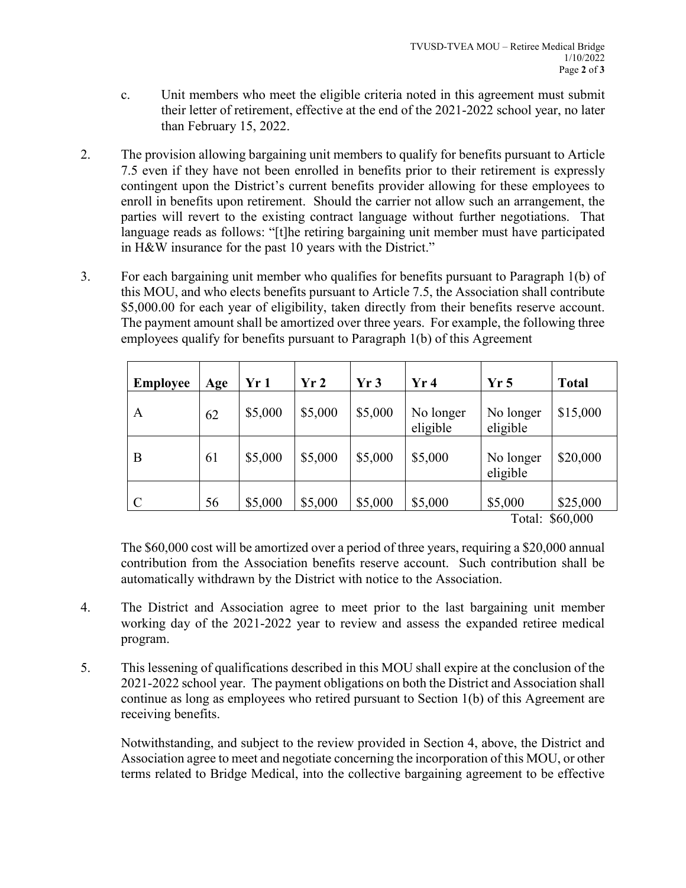c. Unit members who meet the eligible criteria noted in this agreement must submit their letter of retirement, effective at the end of the 2021-2022 school year, no later than February 15, 2022.

2. The provision allowing bargaining unit members to qualify for benefits pursuant to Article 7.5 even if they have not been enrolled in benefits prior to their retirement is expressly contingent upon the District's current benefits provider allowing for these employees to enroll in benefits upon retirement. Should the carrier not allow such an arrangement, the parties will revert to the existing contract language without further negotiations. That language reads as follows: "[t]he retiring bargaining unit member must have participated in H&W insurance for the past 10 years with the District."

3. For each bargaining unit member who qualifies for benefits pursuant to Paragraph 1(b) of this MOU, and who elects benefits pursuant to Article 7.5, the Association shall contribute $5,000.00 for each year of eligibility, taken directly from their benefits reserve account. The payment amount shall be amortized over three years. For example, the following three employees qualify for benefits pursuant to Paragraph 1(b) of this Agreement

| **Employee** | **Age** | **Yr 1** | **Yr 2** | **Yr 3** | **Yr 4** | **Yr 5** | **Total** |
|---|---|---|---|---|---|---|---|
| A | 62 | $5,000 | $5,000 | $5,000 | No longer eligible | No longer eligible | $15,000 |
| B | 61 | $5,000 | $5,000 | $5,000 | $5,000 | No longer eligible | $20,000 |
| C | 56 | $5,000 | $5,000 | $5,000 | $5,000 | $5,000 | $25,000 |
| | | | | | | | Total: $60,000 |

The $60,000 cost will be amortized over a period of three years, requiring a $20,000 annual contribution from the Association benefits reserve account. Such contribution shall be automatically withdrawn by the District with notice to the Association.

4. The District and Association agree to meet prior to the last bargaining unit member working day of the 2021-2022 year to review and assess the expanded retiree medical program.

5. This lessening of qualifications described in this MOU shall expire at the conclusion of the 2021-2022 school year. The payment obligations on both the District and Association shall continue as long as employees who retired pursuant to Section 1(b) of this Agreement are receiving benefits.

Notwithstanding, and subject to the review provided in Section 4, above, the District and Association agree to meet and negotiate concerning the incorporation of this MOU, or other terms related to Bridge Medical, into the collective bargaining agreement to be effective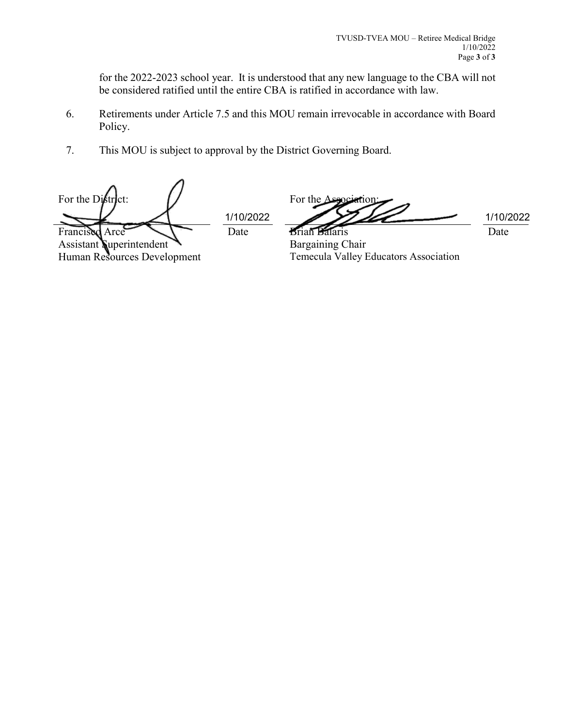for the 2022-2023 school year. It is understood that any new language to the CBA will not be considered ratified until the entire CBA is ratified in accordance with law.

6. Retirements under Article 7.5 and this MOU remain irrevocable in accordance with Board Policy.

7. This MOU is subject to approval by the District Governing Board.

| | | | |
|---|---|---|---|
| For the District: | | For the Association: | |
| | 1/10/2022 | | 1/10/2022 |
| Francisco Arce | Date | Brian Balaris | Date |
| Assistant Superintendent | | Bargaining Chair | |
| Human Resources Development | | Temecula Valley Educators Association | |